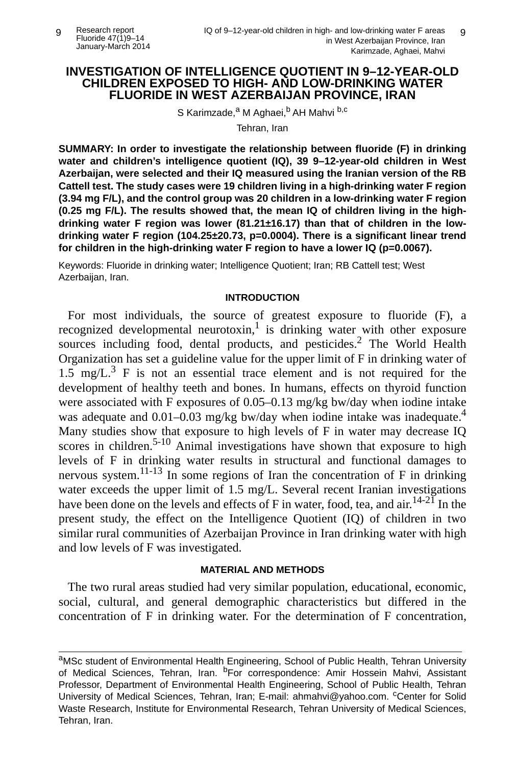# INVESTIGATION OF INTELLIGENCE QUOTIENT IN 9–12-YEAR-OLD CHILDREN EXPOSED TO HIGH- AND LOW-DRINKING WATER FLUORIDE IN WEST AZERBAIJAN PROVINCE, IRAN

S Karimzade,[a] M Aghaei,[b] AH Mahvi [b,c]

Tehran, Iran

**SUMMARY: In order to investigate the relationship between fluoride (F) in drinking water and children's intelligence quotient (IQ), 39 9–12-year-old children in West Azerbaijan, were selected and their IQ measured using the Iranian version of the RB Cattell test. The study cases were 19 children living in a high-drinking water F region (3.94 mg F/L), and the control group was 20 children in a low-drinking water F region (0.25 mg F/L). The results showed that, the mean IQ of children living in the high-drinking water F region was lower (81.21±16.17) than that of children in the low-drinking water F region (104.25±20.73, p=0.0004). There is a significant linear trend for children in the high-drinking water F region to have a lower IQ (p=0.0067).**

Keywords: Fluoride in drinking water; Intelligence Quotient; Iran; RB Cattell test; West Azerbaijan, Iran.

## INTRODUCTION

For most individuals, the source of greatest exposure to fluoride (F), a recognized developmental neurotoxin,[1] is drinking water with other exposure sources including food, dental products, and pesticides.[2] The World Health Organization has set a guideline value for the upper limit of F in drinking water of 1.5 mg/L.[3] F is not an essential trace element and is not required for the development of healthy teeth and bones. In humans, effects on thyroid function were associated with F exposures of 0.05–0.13 mg/kg bw/day when iodine intake was adequate and 0.01–0.03 mg/kg bw/day when iodine intake was inadequate.[4] Many studies show that exposure to high levels of F in water may decrease IQ scores in children.[5-10] Animal investigations have shown that exposure to high levels of F in drinking water results in structural and functional damages to nervous system.[11-13] In some regions of Iran the concentration of F in drinking water exceeds the upper limit of 1.5 mg/L. Several recent Iranian investigations have been done on the levels and effects of F in water, food, tea, and air.[14-21] In the present study, the effect on the Intelligence Quotient (IQ) of children in two similar rural communities of Azerbaijan Province in Iran drinking water with high and low levels of F was investigated.

## MATERIAL AND METHODS

The two rural areas studied had very similar population, educational, economic, social, cultural, and general demographic characteristics but differed in the concentration of F in drinking water. For the determination of F concentration,

---

[a]MSc student of Environmental Health Engineering, School of Public Health, Tehran University of Medical Sciences, Tehran, Iran. [b]For correspondence: Amir Hossein Mahvi, Assistant Professor, Department of Environmental Health Engineering, School of Public Health, Tehran University of Medical Sciences, Tehran, Iran; E-mail: ahmahvi@yahoo.com. [c]Center for Solid Waste Research, Institute for Environmental Research, Tehran University of Medical Sciences, Tehran, Iran.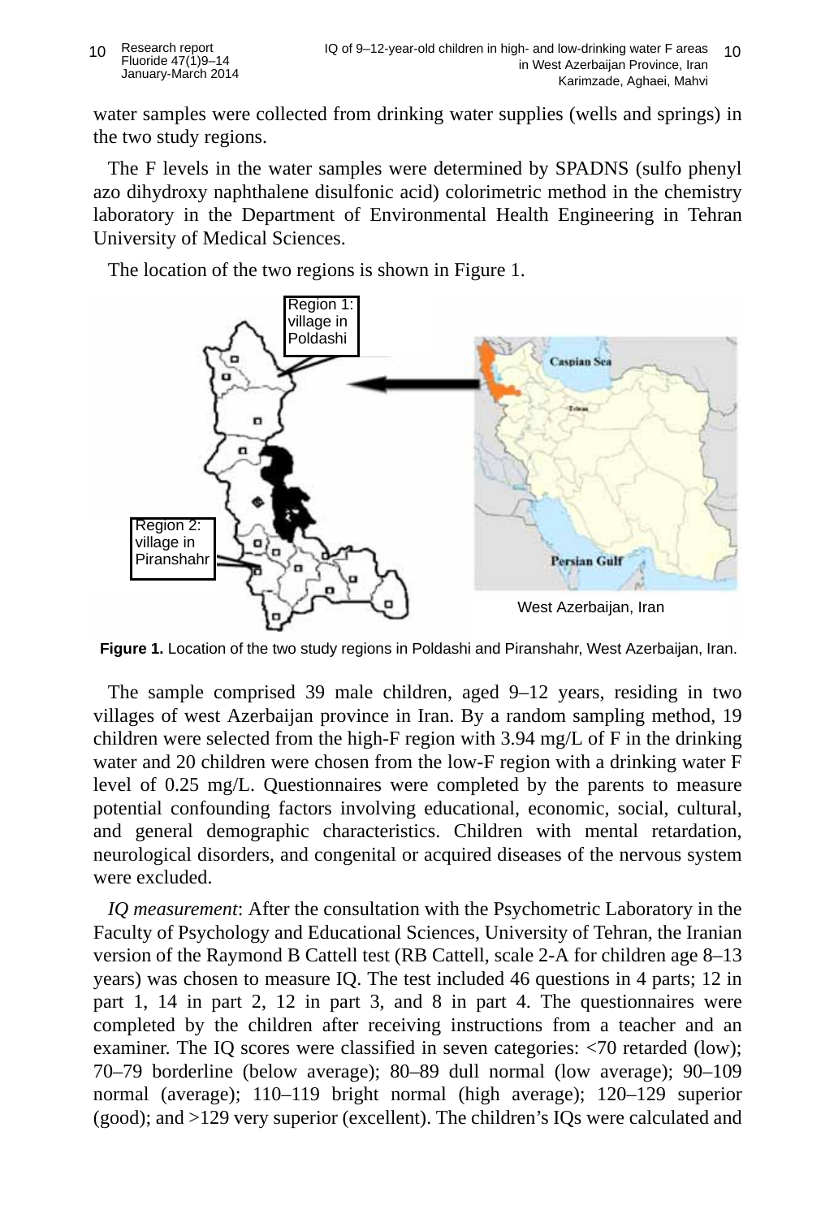water samples were collected from drinking water supplies (wells and springs) in the two study regions.

The F levels in the water samples were determined by SPADNS (sulfo phenyl azo dihydroxy naphthalene disulfonic acid) colorimetric method in the chemistry laboratory in the Department of Environmental Health Engineering in Tehran University of Medical Sciences.

The location of the two regions is shown in Figure 1.

**Figure 1.** Location of the two study regions in Poldashi and Piranshahr, West Azerbaijan, Iran.

The sample comprised 39 male children, aged 9–12 years, residing in two villages of west Azerbaijan province in Iran. By a random sampling method, 19 children were selected from the high-F region with 3.94 mg/L of F in the drinking water and 20 children were chosen from the low-F region with a drinking water F level of 0.25 mg/L. Questionnaires were completed by the parents to measure potential confounding factors involving educational, economic, social, cultural, and general demographic characteristics. Children with mental retardation, neurological disorders, and congenital or acquired diseases of the nervous system were excluded.

*IQ measurement*: After the consultation with the Psychometric Laboratory in the Faculty of Psychology and Educational Sciences, University of Tehran, the Iranian version of the Raymond B Cattell test (RB Cattell, scale 2-A for children age 8–13 years) was chosen to measure IQ. The test included 46 questions in 4 parts; 12 in part 1, 14 in part 2, 12 in part 3, and 8 in part 4. The questionnaires were completed by the children after receiving instructions from a teacher and an examiner. The IQ scores were classified in seven categories: <70 retarded (low); 70–79 borderline (below average); 80–89 dull normal (low average); 90–109 normal (average); 110–119 bright normal (high average); 120–129 superior (good); and >129 very superior (excellent). The children's IQs were calculated and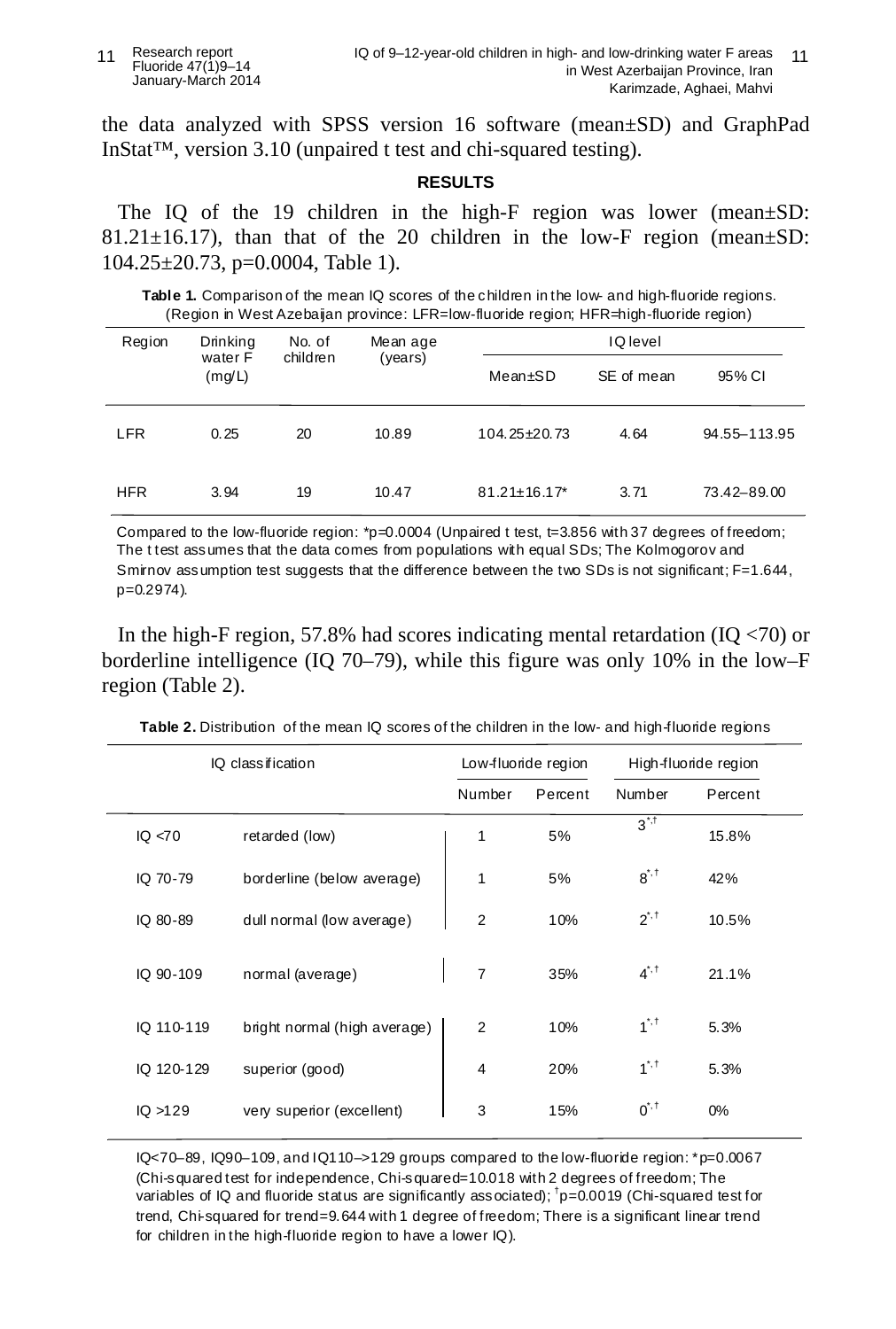the data analyzed with SPSS version 16 software (mean±SD) and GraphPad InStat™, version 3.10 (unpaired t test and chi-squared testing).

## RESULTS

The IQ of the 19 children in the high-F region was lower (mean±SD: 81.21±16.17), than that of the 20 children in the low-F region (mean±SD: 104.25±20.73, p=0.0004, Table 1).

**Table 1.** Comparison of the mean IQ scores of the children in the low- and high-fluoride regions. (Region in West Azebaijan province: LFR=low-fluoride region; HFR=high-fluoride region)

| Region | Drinking water F (mg/L) | No. of children | Mean age (years) | IQ level | | |
|---|---|---|---|---|---|---|
| | | | | Mean±SD | SE of mean | 95% CI |
| LFR | 0.25 | 20 | 10.89 | 104.25±20.73 | 4.64 | 94.55–113.95 |
| HFR | 3.94 | 19 | 10.47 | 81.21±16.17* | 3.71 | 73.42–89.00 |

Compared to the low-fluoride region: *p=0.0004 (Unpaired t test, t=3.856 with 37 degrees of freedom; The t test assumes that the data comes from populations with equal SDs; The Kolmogorov and Smirnov assumption test suggests that the difference between the two SDs is not significant; F=1.644, p=0.2974).

In the high-F region, 57.8% had scores indicating mental retardation (IQ <70) or borderline intelligence (IQ 70–79), while this figure was only 10% in the low–F region (Table 2).

**Table 2.** Distribution of the mean IQ scores of the children in the low- and high-fluoride regions

| IQ classification | | Low-fluoride region | | High-fluoride region | |
|---|---|---|---|---|---|
| | | Number | Percent | Number | Percent |
| IQ <70 | retarded (low) | 1 | 5% | 3*,† | 15.8% |
| IQ 70-79 | borderline (below average) | 1 | 5% | 8*,† | 42% |
| IQ 80-89 | dull normal (low average) | 2 | 10% | 2*,† | 10.5% |
| IQ 90-109 | normal (average) | 7 | 35% | 4*,† | 21.1% |
| IQ 110-119 | bright normal (high average) | 2 | 10% | 1*,† | 5.3% |
| IQ 120-129 | superior (good) | 4 | 20% | 1*,† | 5.3% |
| IQ >129 | very superior (excellent) | 3 | 15% | 0*,† | 0% |

IQ<70–89, IQ90–109, and IQ110–>129 groups compared to the low-fluoride region: *p=0.0067 (Chi-squared test for independence, Chi-squared=10.018 with 2 degrees of freedom; The variables of IQ and fluoride status are significantly associated); †p=0.0019 (Chi-squared test for trend, Chi-squared for trend=9.644 with 1 degree of freedom; There is a significant linear trend for children in the high-fluoride region to have a lower IQ).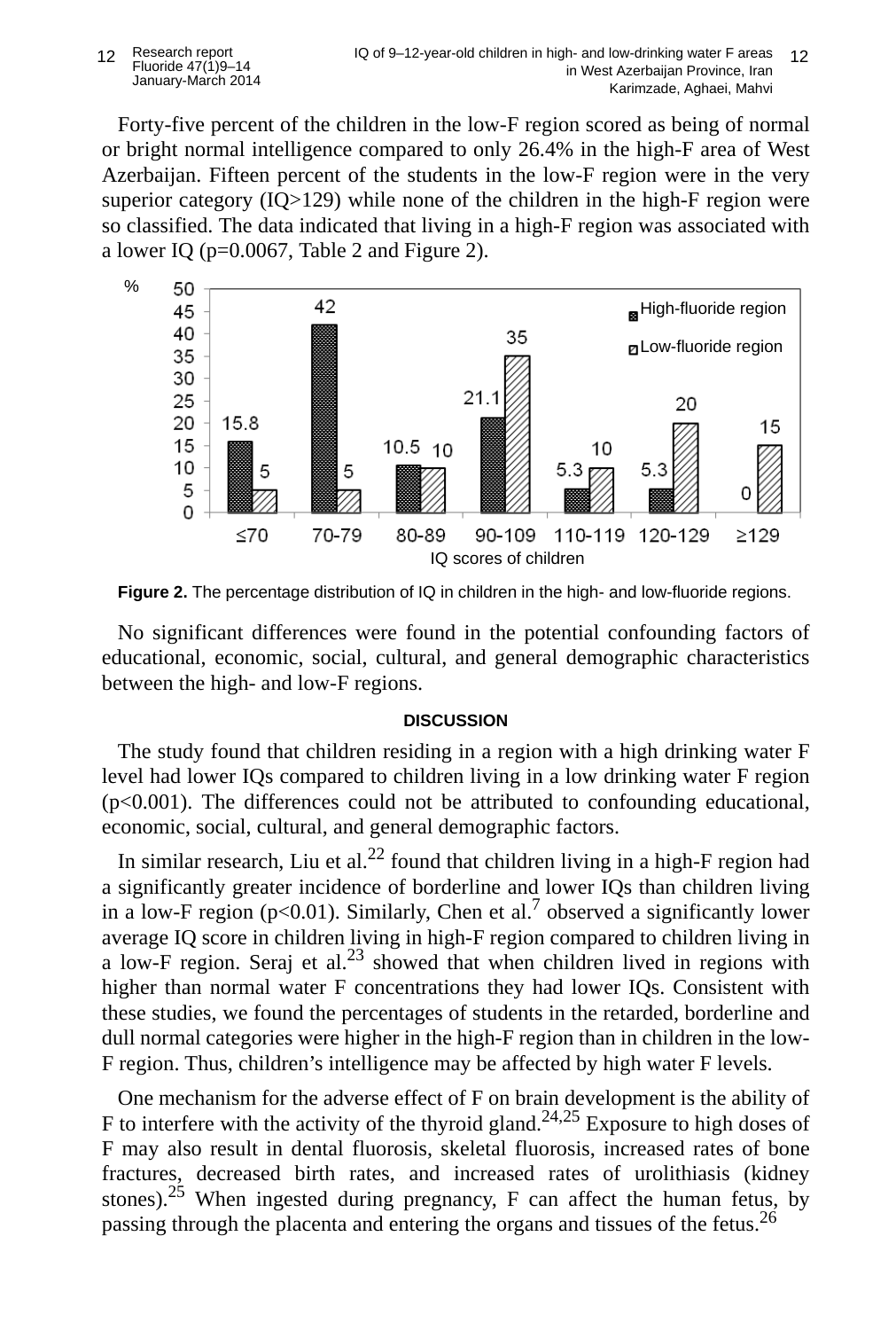Forty-five percent of the children in the low-F region scored as being of normal or bright normal intelligence compared to only 26.4% in the high-F area of West Azerbaijan. Fifteen percent of the students in the low-F region were in the very superior category (IQ>129) while none of the children in the high-F region were so classified. The data indicated that living in a high-F region was associated with a lower IQ (p=0.0067, Table 2 and Figure 2).

| IQ scores of children | High-fluoride region (%) | Low-fluoride region (%) |
| --- | --- | --- |
| ≤70 | 15.8 | 5 |
| 70-79 | 42 | 5 |
| 80-89 | 10.5 | 10 |
| 90-109 | 21.1 | 35 |
| 110-119 | 5.3 | 10 |
| 120-129 | 5.3 | 20 |
| ≥129 | 0 | 15 |

**Figure 2.** The percentage distribution of IQ in children in the high- and low-fluoride regions.

No significant differences were found in the potential confounding factors of educational, economic, social, cultural, and general demographic characteristics between the high- and low-F regions.

## DISCUSSION

The study found that children residing in a region with a high drinking water F level had lower IQs compared to children living in a low drinking water F region (p<0.001). The differences could not be attributed to confounding educational, economic, social, cultural, and general demographic factors.

In similar research, Liu et al.[22] found that children living in a high-F region had a significantly greater incidence of borderline and lower IQs than children living in a low-F region (p<0.01). Similarly, Chen et al.[7] observed a significantly lower average IQ score in children living in high-F region compared to children living in a low-F region. Seraj et al.[23] showed that when children lived in regions with higher than normal water F concentrations they had lower IQs. Consistent with these studies, we found the percentages of students in the retarded, borderline and dull normal categories were higher in the high-F region than in children in the low-F region. Thus, children's intelligence may be affected by high water F levels.

One mechanism for the adverse effect of F on brain development is the ability of F to interfere with the activity of the thyroid gland.[24,25] Exposure to high doses of F may also result in dental fluorosis, skeletal fluorosis, increased rates of bone fractures, decreased birth rates, and increased rates of urolithiasis (kidney stones).[25] When ingested during pregnancy, F can affect the human fetus, by passing through the placenta and entering the organs and tissues of the fetus.[26]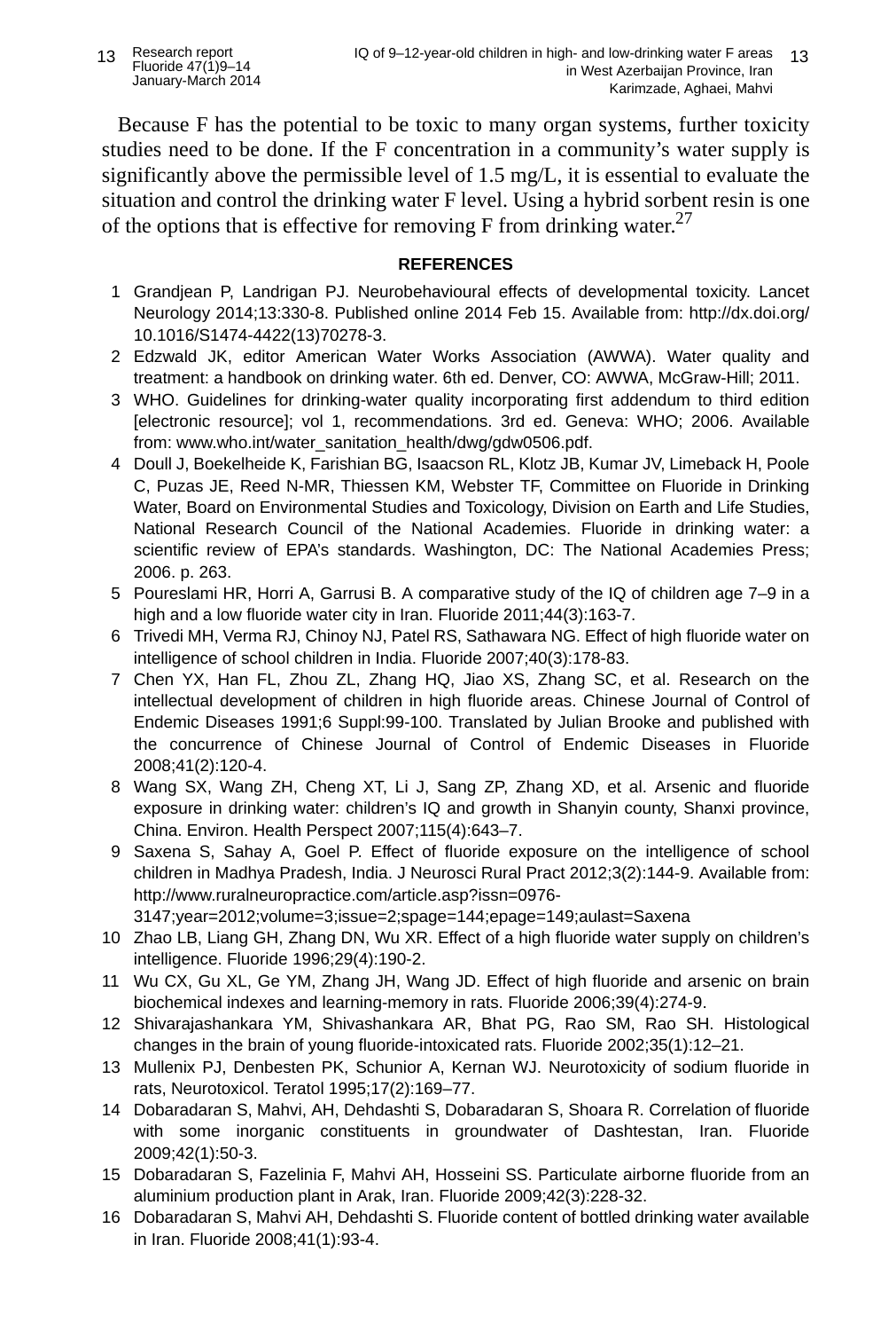Because F has the potential to be toxic to many organ systems, further toxicity studies need to be done. If the F concentration in a community's water supply is significantly above the permissible level of 1.5 mg/L, it is essential to evaluate the situation and control the drinking water F level. Using a hybrid sorbent resin is one of the options that is effective for removing F from drinking water.[27]

## REFERENCES

1. Grandjean P, Landrigan PJ. Neurobehavioural effects of developmental toxicity. Lancet Neurology 2014;13:330-8. Published online 2014 Feb 15. Available from: http://dx.doi.org/10.1016/S1474-4422(13)70278-3.
2. Edzwald JK, editor American Water Works Association (AWWA). Water quality and treatment: a handbook on drinking water. 6th ed. Denver, CO: AWWA, McGraw-Hill; 2011.
3. WHO. Guidelines for drinking-water quality incorporating first addendum to third edition [electronic resource]; vol 1, recommendations. 3rd ed. Geneva: WHO; 2006. Available from: www.who.int/water_sanitation_health/dwg/gdw0506.pdf.
4. Doull J, Boekelheide K, Farishian BG, Isaacson RL, Klotz JB, Kumar JV, Limeback H, Poole C, Puzas JE, Reed N-MR, Thiessen KM, Webster TF, Committee on Fluoride in Drinking Water, Board on Environmental Studies and Toxicology, Division on Earth and Life Studies, National Research Council of the National Academies. Fluoride in drinking water: a scientific review of EPA's standards. Washington, DC: The National Academies Press; 2006. p. 263.
5. Poureslami HR, Horri A, Garrusi B. A comparative study of the IQ of children age 7–9 in a high and a low fluoride water city in Iran. Fluoride 2011;44(3):163-7.
6. Trivedi MH, Verma RJ, Chinoy NJ, Patel RS, Sathawara NG. Effect of high fluoride water on intelligence of school children in India. Fluoride 2007;40(3):178-83.
7. Chen YX, Han FL, Zhou ZL, Zhang HQ, Jiao XS, Zhang SC, et al. Research on the intellectual development of children in high fluoride areas. Chinese Journal of Control of Endemic Diseases 1991;6 Suppl:99-100. Translated by Julian Brooke and published with the concurrence of Chinese Journal of Control of Endemic Diseases in Fluoride 2008;41(2):120-4.
8. Wang SX, Wang ZH, Cheng XT, Li J, Sang ZP, Zhang XD, et al. Arsenic and fluoride exposure in drinking water: children's IQ and growth in Shanyin county, Shanxi province, China. Environ. Health Perspect 2007;115(4):643–7.
9. Saxena S, Sahay A, Goel P. Effect of fluoride exposure on the intelligence of school children in Madhya Pradesh, India. J Neurosci Rural Pract 2012;3(2):144-9. Available from: http://www.ruralneuropractice.com/article.asp?issn=0976-3147;year=2012;volume=3;issue=2;spage=144;epage=149;aulast=Saxena
10. Zhao LB, Liang GH, Zhang DN, Wu XR. Effect of a high fluoride water supply on children's intelligence. Fluoride 1996;29(4):190-2.
11. Wu CX, Gu XL, Ge YM, Zhang JH, Wang JD. Effect of high fluoride and arsenic on brain biochemical indexes and learning-memory in rats. Fluoride 2006;39(4):274-9.
12. Shivarajashankara YM, Shivashankara AR, Bhat PG, Rao SM, Rao SH. Histological changes in the brain of young fluoride-intoxicated rats. Fluoride 2002;35(1):12–21.
13. Mullenix PJ, Denbesten PK, Schunior A, Kernan WJ. Neurotoxicity of sodium fluoride in rats, Neurotoxicol. Teratol 1995;17(2):169–77.
14. Dobaradaran S, Mahvi, AH, Dehdashti S, Dobaradaran S, Shoara R. Correlation of fluoride with some inorganic constituents in groundwater of Dashtestan, Iran. Fluoride 2009;42(1):50-3.
15. Dobaradaran S, Fazelinia F, Mahvi AH, Hosseini SS. Particulate airborne fluoride from an aluminium production plant in Arak, Iran. Fluoride 2009;42(3):228-32.
16. Dobaradaran S, Mahvi AH, Dehdashti S. Fluoride content of bottled drinking water available in Iran. Fluoride 2008;41(1):93-4.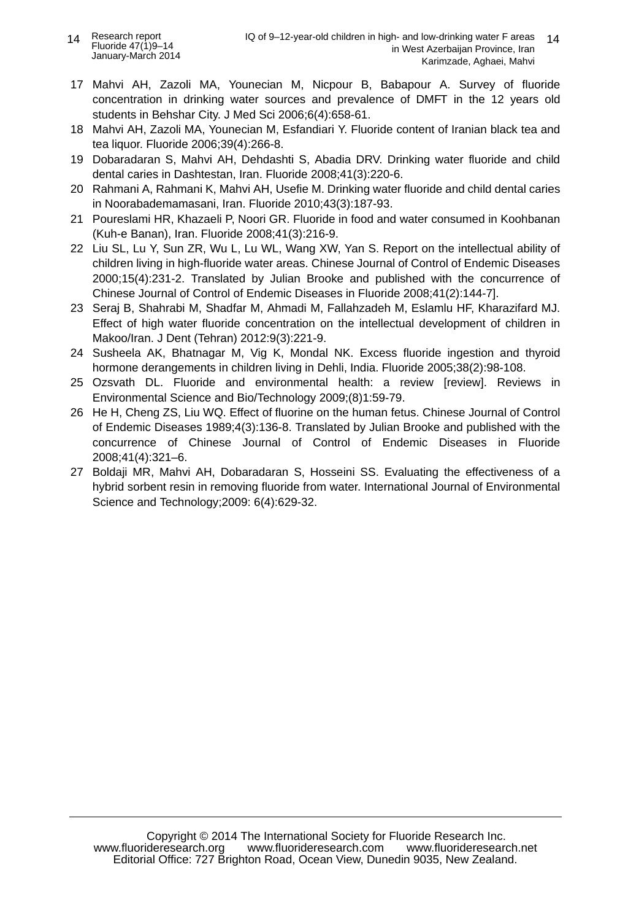17 Mahvi AH, Zazoli MA, Younecian M, Nicpour B, Babapour A. Survey of fluoride concentration in drinking water sources and prevalence of DMFT in the 12 years old students in Behshar City. J Med Sci 2006;6(4):658-61.

18 Mahvi AH, Zazoli MA, Younecian M, Esfandiari Y. Fluoride content of Iranian black tea and tea liquor. Fluoride 2006;39(4):266-8.

19 Dobaradaran S, Mahvi AH, Dehdashti S, Abadia DRV. Drinking water fluoride and child dental caries in Dashtestan, Iran. Fluoride 2008;41(3):220-6.

20 Rahmani A, Rahmani K, Mahvi AH, Usefie M. Drinking water fluoride and child dental caries in Noorabademamasani, Iran. Fluoride 2010;43(3):187-93.

21 Poureslami HR, Khazaeli P, Noori GR. Fluoride in food and water consumed in Koohbanan (Kuh-e Banan), Iran. Fluoride 2008;41(3):216-9.

22 Liu SL, Lu Y, Sun ZR, Wu L, Lu WL, Wang XW, Yan S. Report on the intellectual ability of children living in high-fluoride water areas. Chinese Journal of Control of Endemic Diseases 2000;15(4):231-2. Translated by Julian Brooke and published with the concurrence of Chinese Journal of Control of Endemic Diseases in Fluoride 2008;41(2):144-7].

23 Seraj B, Shahrabi M, Shadfar M, Ahmadi M, Fallahzadeh M, Eslamlu HF, Kharazifard MJ. Effect of high water fluoride concentration on the intellectual development of children in Makoo/Iran. J Dent (Tehran) 2012:9(3):221-9.

24 Susheela AK, Bhatnagar M, Vig K, Mondal NK. Excess fluoride ingestion and thyroid hormone derangements in children living in Dehli, India. Fluoride 2005;38(2):98-108.

25 Ozsvath DL. Fluoride and environmental health: a review [review]. Reviews in Environmental Science and Bio/Technology 2009;(8)1:59-79.

26 He H, Cheng ZS, Liu WQ. Effect of fluorine on the human fetus. Chinese Journal of Control of Endemic Diseases 1989;4(3):136-8. Translated by Julian Brooke and published with the concurrence of Chinese Journal of Control of Endemic Diseases in Fluoride 2008;41(4):321–6.

27 Boldaji MR, Mahvi AH, Dobaradaran S, Hosseini SS. Evaluating the effectiveness of a hybrid sorbent resin in removing fluoride from water. International Journal of Environmental Science and Technology;2009: 6(4):629-32.